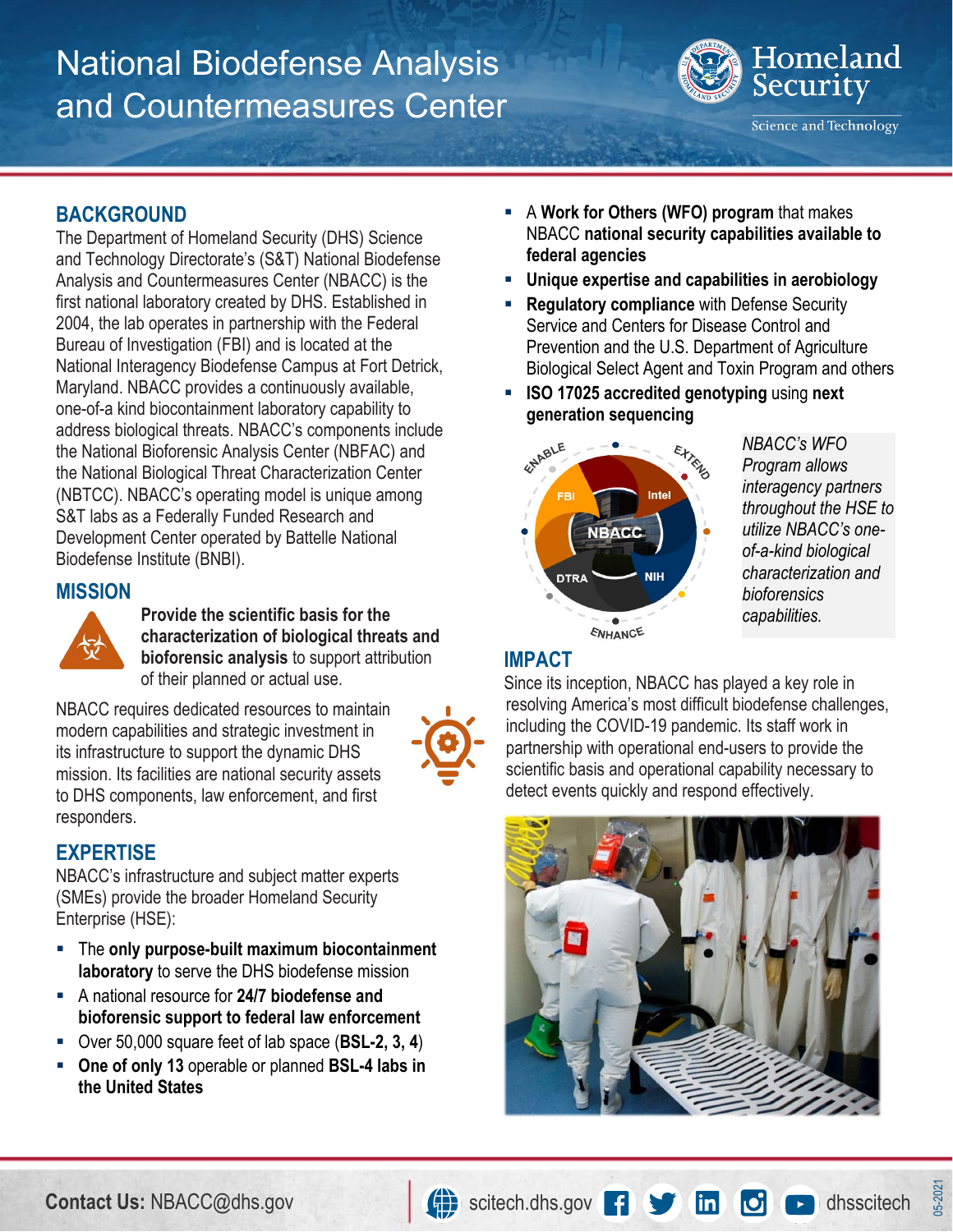# National Biodefense Analysis and Countermeasures Center

Homeland Security

Science and Technology

## BACKGROUND

The Department of Homeland Security (DHS) Science and Technology Directorate's (S&T) National Biodefense Analysis and Countermeasures Center (NBACC) is the first national laboratory created by DHS. Established in 2004, the lab operates in partnership with the Federal Bureau of Investigation (FBI) and is located at the National Interagency Biodefense Campus at Fort Detrick, Maryland. NBACC provides a continuously available, one-of-a kind biocontainment laboratory capability to address biological threats. NBACC's components include the National Bioforensic Analysis Center (NBFAC) and the National Biological Threat Characterization Center (NBTCC). NBACC's operating model is unique among S&T labs as a Federally Funded Research and Development Center operated by Battelle National Biodefense Institute (BNBI).

## MISSION

**Provide the scientific basis for the characterization of biological threats and bioforensic analysis** to support attribution of their planned or actual use.

NBACC requires dedicated resources to maintain modern capabilities and strategic investment in its infrastructure to support the dynamic DHS mission. Its facilities are national security assets to DHS components, law enforcement, and first responders.

## EXPERTISE

NBACC's infrastructure and subject matter experts (SMEs) provide the broader Homeland Security Enterprise (HSE):

- The **only purpose-built maximum biocontainment laboratory** to serve the DHS biodefense mission
- A national resource for **24/7 biodefense and bioforensic support to federal law enforcement**
- Over 50,000 square feet of lab space (**BSL-2, 3, 4**)
- **One of only 13** operable or planned **BSL-4 labs in the United States**
- A **Work for Others (WFO) program** that makes NBACC **national security capabilities available to federal agencies**
- **Unique expertise and capabilities in aerobiology**
- **Regulatory compliance** with Defense Security Service and Centers for Disease Control and Prevention and the U.S. Department of Agriculture Biological Select Agent and Toxin Program and others
- **ISO 17025 accredited genotyping** using **next generation sequencing**

ENABLE · EXTEND · ENHANCE — FBI · Intel · NBACC · DTRA · NIH

*NBACC's WFO Program allows interagency partners throughout the HSE to utilize NBACC's one-of-a-kind biological characterization and bioforensics capabilities.*

## IMPACT

Since its inception, NBACC has played a key role in resolving America's most difficult biodefense challenges, including the COVID-19 pandemic. Its staff work in partnership with operational end-users to provide the scientific basis and operational capability necessary to detect events quickly and respond effectively.

**Contact Us:** NBACC@dhs.gov | scitech.dhs.gov | dhsscitech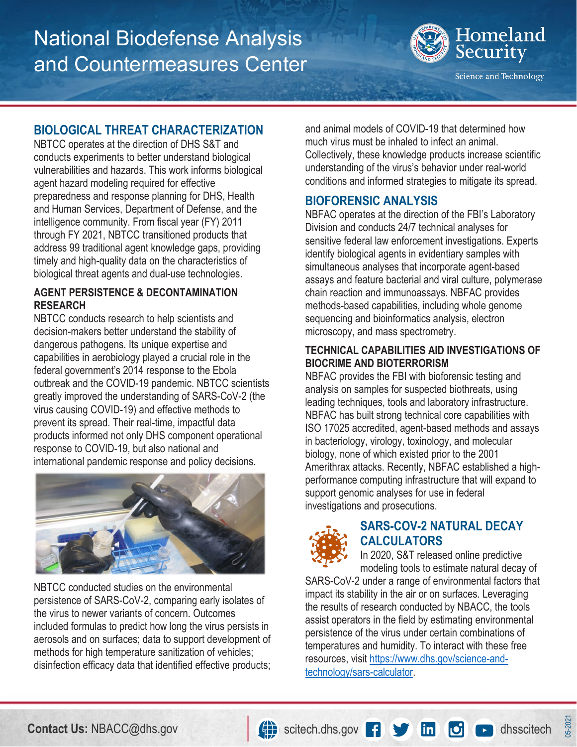# National Biodefense Analysis and Countermeasures Center

Homeland Security
Science and Technology

## BIOLOGICAL THREAT CHARACTERIZATION

NBTCC operates at the direction of DHS S&T and conducts experiments to better understand biological vulnerabilities and hazards. This work informs biological agent hazard modeling required for effective preparedness and response planning for DHS, Health and Human Services, Department of Defense, and the intelligence community. From fiscal year (FY) 2011 through FY 2021, NBTCC transitioned products that address 99 traditional agent knowledge gaps, providing timely and high-quality data on the characteristics of biological threat agents and dual-use technologies.

### AGENT PERSISTENCE & DECONTAMINATION RESEARCH

NBTCC conducts research to help scientists and decision-makers better understand the stability of dangerous pathogens. Its unique expertise and capabilities in aerobiology played a crucial role in the federal government's 2014 response to the Ebola outbreak and the COVID-19 pandemic. NBTCC scientists greatly improved the understanding of SARS-CoV-2 (the virus causing COVID-19) and effective methods to prevent its spread. Their real-time, impactful data products informed not only DHS component operational response to COVID-19, but also national and international pandemic response and policy decisions.

NBTCC conducted studies on the environmental persistence of SARS-CoV-2, comparing early isolates of the virus to newer variants of concern. Outcomes included formulas to predict how long the virus persists in aerosols and on surfaces; data to support development of methods for high temperature sanitization of vehicles; disinfection efficacy data that identified effective products; and animal models of COVID-19 that determined how much virus must be inhaled to infect an animal. Collectively, these knowledge products increase scientific understanding of the virus's behavior under real-world conditions and informed strategies to mitigate its spread.

## BIOFORENSIC ANALYSIS

NBFAC operates at the direction of the FBI's Laboratory Division and conducts 24/7 technical analyses for sensitive federal law enforcement investigations. Experts identify biological agents in evidentiary samples with simultaneous analyses that incorporate agent-based assays and feature bacterial and viral culture, polymerase chain reaction and immunoassays. NBFAC provides methods-based capabilities, including whole genome sequencing and bioinformatics analysis, electron microscopy, and mass spectrometry.

### TECHNICAL CAPABILITIES AID INVESTIGATIONS OF BIOCRIME AND BIOTERRORISM

NBFAC provides the FBI with bioforensic testing and analysis on samples for suspected biothreats, using leading techniques, tools and laboratory infrastructure. NBFAC has built strong technical core capabilities with ISO 17025 accredited, agent-based methods and assays in bacteriology, virology, toxinology, and molecular biology, none of which existed prior to the 2001 Amerithrax attacks. Recently, NBFAC established a high-performance computing infrastructure that will expand to support genomic analyses for use in federal investigations and prosecutions.

## SARS-COV-2 NATURAL DECAY CALCULATORS

In 2020, S&T released online predictive modeling tools to estimate natural decay of SARS-CoV-2 under a range of environmental factors that impact its stability in the air or on surfaces. Leveraging the results of research conducted by NBACC, the tools assist operators in the field by estimating environmental persistence of the virus under certain combinations of temperatures and humidity. To interact with these free resources, visit [https://www.dhs.gov/science-and-technology/sars-calculator](https://www.dhs.gov/science-and-technology/sars-calculator).

**Contact Us:** NBACC@dhs.gov | scitech.dhs.gov | dhsscitech

05-2021